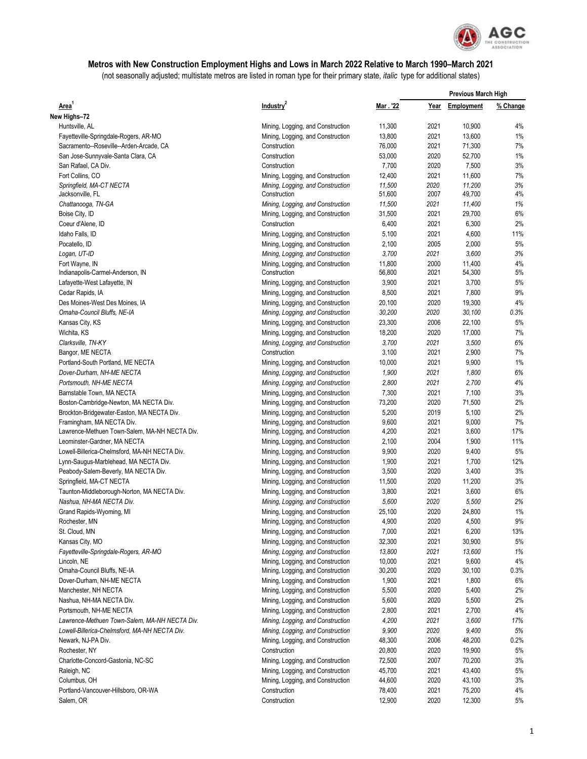# Metros with New Construction Employment Highs and Lows in March 2022 Relative to March 1990–March 2021

(not seasonally adjusted; multistate metros are listed in roman type for their primary state, *italic* type for additional states)

| Area[1] | Industry[2] | Mar . '22 | Previous March High | | |
|---|---|---|---|---|---|
| | | | Year | Employment | % Change |
| **New Highs–72** | | | | | |
| Huntsville, AL | Mining, Logging, and Construction | 11,300 | 2021 | 10,900 | 4% |
| Fayetteville-Springdale-Rogers, AR-MO | Mining, Logging, and Construction | 13,800 | 2021 | 13,600 | 1% |
| Sacramento--Roseville--Arden-Arcade, CA | Construction | 76,000 | 2021 | 71,300 | 7% |
| San Jose-Sunnyvale-Santa Clara, CA | Construction | 53,000 | 2020 | 52,700 | 1% |
| San Rafael, CA Div. | Construction | 7,700 | 2020 | 7,500 | 3% |
| Fort Collins, CO | Mining, Logging, and Construction | 12,400 | 2021 | 11,600 | 7% |
| *Springfield, MA-CT NECTA* | *Mining, Logging, and Construction* | *11,500* | *2020* | *11,200* | *3%* |
| Jacksonville, FL | Construction | 51,600 | 2007 | 49,700 | 4% |
| *Chattanooga, TN-GA* | *Mining, Logging, and Construction* | *11,500* | *2021* | *11,400* | *1%* |
| Boise City, ID | Mining, Logging, and Construction | 31,500 | 2021 | 29,700 | 6% |
| Coeur d'Alene, ID | Construction | 6,400 | 2021 | 6,300 | 2% |
| Idaho Falls, ID | Mining, Logging, and Construction | 5,100 | 2021 | 4,600 | 11% |
| Pocatello, ID | Mining, Logging, and Construction | 2,100 | 2005 | 2,000 | 5% |
| *Logan, UT-ID* | *Mining, Logging, and Construction* | *3,700* | *2021* | *3,600* | *3%* |
| Fort Wayne, IN | Mining, Logging, and Construction | 11,800 | 2000 | 11,400 | 4% |
| Indianapolis-Carmel-Anderson, IN | Construction | 56,800 | 2021 | 54,300 | 5% |
| Lafayette-West Lafayette, IN | Mining, Logging, and Construction | 3,900 | 2021 | 3,700 | 5% |
| Cedar Rapids, IA | Mining, Logging, and Construction | 8,500 | 2021 | 7,800 | 9% |
| Des Moines-West Des Moines, IA | Mining, Logging, and Construction | 20,100 | 2020 | 19,300 | 4% |
| *Omaha-Council Bluffs, NE-IA* | *Mining, Logging, and Construction* | *30,200* | *2020* | *30,100* | *0.3%* |
| Kansas City, KS | Mining, Logging, and Construction | 23,300 | 2006 | 22,100 | 5% |
| Wichita, KS | Mining, Logging, and Construction | 18,200 | 2020 | 17,000 | 7% |
| *Clarksville, TN-KY* | *Mining, Logging, and Construction* | *3,700* | *2021* | *3,500* | *6%* |
| Bangor, ME NECTA | Construction | 3,100 | 2021 | 2,900 | 7% |
| Portland-South Portland, ME NECTA | Mining, Logging, and Construction | 10,000 | 2021 | 9,900 | 1% |
| *Dover-Durham, NH-ME NECTA* | *Mining, Logging, and Construction* | *1,900* | *2021* | *1,800* | *6%* |
| *Portsmouth, NH-ME NECTA* | *Mining, Logging, and Construction* | *2,800* | *2021* | *2,700* | *4%* |
| Barnstable Town, MA NECTA | Mining, Logging, and Construction | 7,300 | 2021 | 7,100 | 3% |
| Boston-Cambridge-Newton, MA NECTA Div. | Mining, Logging, and Construction | 73,200 | 2020 | 71,500 | 2% |
| Brockton-Bridgewater-Easton, MA NECTA Div. | Mining, Logging, and Construction | 5,200 | 2019 | 5,100 | 2% |
| Framingham, MA NECTA Div. | Mining, Logging, and Construction | 9,600 | 2021 | 9,000 | 7% |
| Lawrence-Methuen Town-Salem, MA-NH NECTA Div. | Mining, Logging, and Construction | 4,200 | 2021 | 3,600 | 17% |
| Leominster-Gardner, MA NECTA | Mining, Logging, and Construction | 2,100 | 2004 | 1,900 | 11% |
| Lowell-Billerica-Chelmsford, MA-NH NECTA Div. | Mining, Logging, and Construction | 9,900 | 2020 | 9,400 | 5% |
| Lynn-Saugus-Marblehead, MA NECTA Div. | Mining, Logging, and Construction | 1,900 | 2021 | 1,700 | 12% |
| Peabody-Salem-Beverly, MA NECTA Div. | Mining, Logging, and Construction | 3,500 | 2020 | 3,400 | 3% |
| Springfield, MA-CT NECTA | Mining, Logging, and Construction | 11,500 | 2020 | 11,200 | 3% |
| Taunton-Middleborough-Norton, MA NECTA Div. | Mining, Logging, and Construction | 3,800 | 2021 | 3,600 | 6% |
| *Nashua, NH-MA NECTA Div.* | *Mining, Logging, and Construction* | *5,600* | *2020* | *5,500* | *2%* |
| Grand Rapids-Wyoming, MI | Mining, Logging, and Construction | 25,100 | 2020 | 24,800 | 1% |
| Rochester, MN | Mining, Logging, and Construction | 4,900 | 2020 | 4,500 | 9% |
| St. Cloud, MN | Mining, Logging, and Construction | 7,000 | 2021 | 6,200 | 13% |
| Kansas City, MO | Mining, Logging, and Construction | 32,300 | 2021 | 30,900 | 5% |
| *Fayetteville-Springdale-Rogers, AR-MO* | *Mining, Logging, and Construction* | *13,800* | *2021* | *13,600* | *1%* |
| Lincoln, NE | Mining, Logging, and Construction | 10,000 | 2021 | 9,600 | 4% |
| Omaha-Council Bluffs, NE-IA | Mining, Logging, and Construction | 30,200 | 2020 | 30,100 | 0.3% |
| Dover-Durham, NH-ME NECTA | Mining, Logging, and Construction | 1,900 | 2021 | 1,800 | 6% |
| Manchester, NH NECTA | Mining, Logging, and Construction | 5,500 | 2020 | 5,400 | 2% |
| Nashua, NH-MA NECTA Div. | Mining, Logging, and Construction | 5,600 | 2020 | 5,500 | 2% |
| Portsmouth, NH-ME NECTA | Mining, Logging, and Construction | 2,800 | 2021 | 2,700 | 4% |
| *Lawrence-Methuen Town-Salem, MA-NH NECTA Div.* | *Mining, Logging, and Construction* | *4,200* | *2021* | *3,600* | *17%* |
| *Lowell-Billerica-Chelmsford, MA-NH NECTA Div.* | *Mining, Logging, and Construction* | *9,900* | *2020* | *9,400* | *5%* |
| Newark, NJ-PA Div. | Mining, Logging, and Construction | 48,300 | 2006 | 48,200 | 0.2% |
| Rochester, NY | Construction | 20,800 | 2020 | 19,900 | 5% |
| Charlotte-Concord-Gastonia, NC-SC | Mining, Logging, and Construction | 72,500 | 2007 | 70,200 | 3% |
| Raleigh, NC | Mining, Logging, and Construction | 45,700 | 2021 | 43,400 | 5% |
| Columbus, OH | Mining, Logging, and Construction | 44,600 | 2020 | 43,100 | 3% |
| Portland-Vancouver-Hillsboro, OR-WA | Construction | 78,400 | 2021 | 75,200 | 4% |
| Salem, OR | Construction | 12,900 | 2020 | 12,300 | 5% |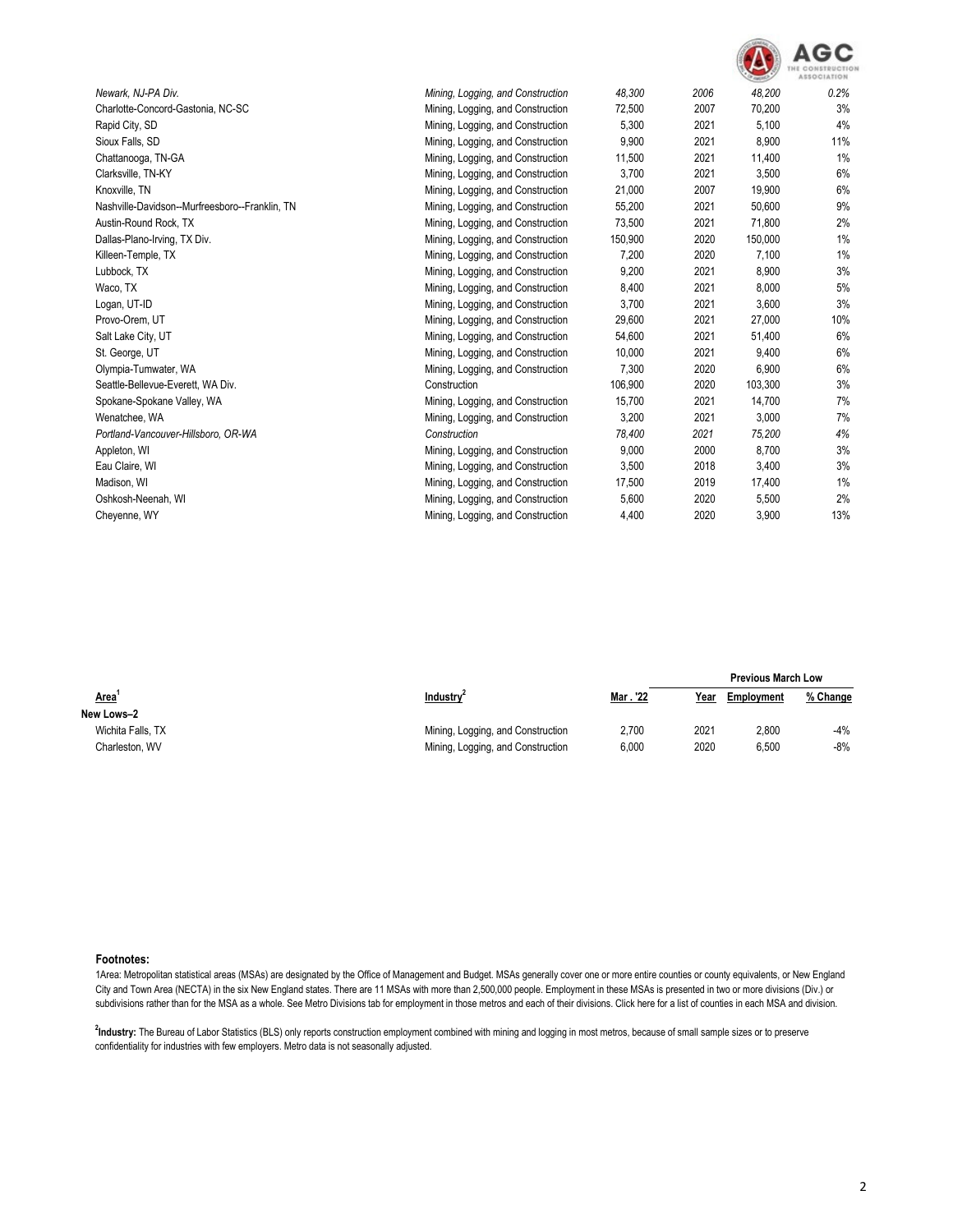| | | | | | |
|---|---|---|---|---|---|
| *Newark, NJ-PA Div.* | *Mining, Logging, and Construction* | *48,300* | *2006* | *48,200* | *0.2%* |
| Charlotte-Concord-Gastonia, NC-SC | Mining, Logging, and Construction | 72,500 | 2007 | 70,200 | 3% |
| Rapid City, SD | Mining, Logging, and Construction | 5,300 | 2021 | 5,100 | 4% |
| Sioux Falls, SD | Mining, Logging, and Construction | 9,900 | 2021 | 8,900 | 11% |
| Chattanooga, TN-GA | Mining, Logging, and Construction | 11,500 | 2021 | 11,400 | 1% |
| Clarksville, TN-KY | Mining, Logging, and Construction | 3,700 | 2021 | 3,500 | 6% |
| Knoxville, TN | Mining, Logging, and Construction | 21,000 | 2007 | 19,900 | 6% |
| Nashville-Davidson--Murfreesboro--Franklin, TN | Mining, Logging, and Construction | 55,200 | 2021 | 50,600 | 9% |
| Austin-Round Rock, TX | Mining, Logging, and Construction | 73,500 | 2021 | 71,800 | 2% |
| Dallas-Plano-Irving, TX Div. | Mining, Logging, and Construction | 150,900 | 2020 | 150,000 | 1% |
| Killeen-Temple, TX | Mining, Logging, and Construction | 7,200 | 2020 | 7,100 | 1% |
| Lubbock, TX | Mining, Logging, and Construction | 9,200 | 2021 | 8,900 | 3% |
| Waco, TX | Mining, Logging, and Construction | 8,400 | 2021 | 8,000 | 5% |
| Logan, UT-ID | Mining, Logging, and Construction | 3,700 | 2021 | 3,600 | 3% |
| Provo-Orem, UT | Mining, Logging, and Construction | 29,600 | 2021 | 27,000 | 10% |
| Salt Lake City, UT | Mining, Logging, and Construction | 54,600 | 2021 | 51,400 | 6% |
| St. George, UT | Mining, Logging, and Construction | 10,000 | 2021 | 9,400 | 6% |
| Olympia-Tumwater, WA | Mining, Logging, and Construction | 7,300 | 2020 | 6,900 | 6% |
| Seattle-Bellevue-Everett, WA Div. | Construction | 106,900 | 2020 | 103,300 | 3% |
| Spokane-Spokane Valley, WA | Mining, Logging, and Construction | 15,700 | 2021 | 14,700 | 7% |
| Wenatchee, WA | Mining, Logging, and Construction | 3,200 | 2021 | 3,000 | 7% |
| *Portland-Vancouver-Hillsboro, OR-WA* | *Construction* | *78,400* | *2021* | *75,200* | *4%* |
| Appleton, WI | Mining, Logging, and Construction | 9,000 | 2000 | 8,700 | 3% |
| Eau Claire, WI | Mining, Logging, and Construction | 3,500 | 2018 | 3,400 | 3% |
| Madison, WI | Mining, Logging, and Construction | 17,500 | 2019 | 17,400 | 1% |
| Oshkosh-Neenah, WI | Mining, Logging, and Construction | 5,600 | 2020 | 5,500 | 2% |
| Cheyenne, WY | Mining, Logging, and Construction | 4,400 | 2020 | 3,900 | 13% |

| | | | **Previous March Low** | | |
|---|---|---|---|---|---|
| **Area**[1] | **Industry**[2] | **Mar . '22** | **Year** | **Employment** | **% Change** |
| **New Lows–2** | | | | | |
| Wichita Falls, TX | Mining, Logging, and Construction | 2,700 | 2021 | 2,800 | -4% |
| Charleston, WV | Mining, Logging, and Construction | 6,000 | 2020 | 6,500 | -8% |

**Footnotes:**

1Area: Metropolitan statistical areas (MSAs) are designated by the Office of Management and Budget. MSAs generally cover one or more entire counties or county equivalents, or New England City and Town Area (NECTA) in the six New England states. There are 11 MSAs with more than 2,500,000 people. Employment in these MSAs is presented in two or more divisions (Div.) or subdivisions rather than for the MSA as a whole. See Metro Divisions tab for employment in those metros and each of their divisions. Click here for a list of counties in each MSA and division.

[2]**Industry:** The Bureau of Labor Statistics (BLS) only reports construction employment combined with mining and logging in most metros, because of small sample sizes or to preserve confidentiality for industries with few employers. Metro data is not seasonally adjusted.